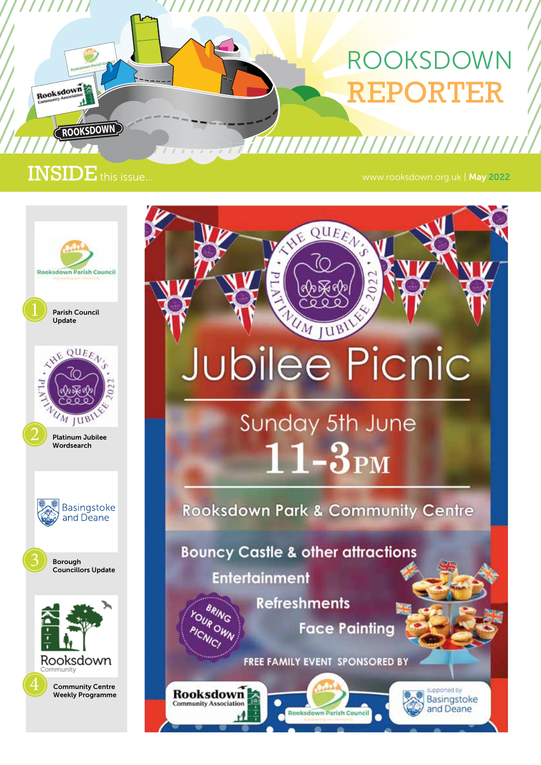# ROOKSDOWN REPORTER

www.rooksdown.org.uk | May 2022

## INSIDE this issue...

1. Parish Council Update
2. Platinum Jubilee Wordsearch
3. Borough Councillors Update
4. Community Centre Weekly Programme

# Jubilee Picnic

The Queen's Platinum Jubilee 2022

## Sunday 5th June

## 11-3PM

Rooksdown Park & Community Centre

- Bouncy Castle & other attractions
- Entertainment
- Refreshments
- Face Painting

BRING YOUR OWN PICNIC!

FREE FAMILY EVENT SPONSORED BY

Rooksdown Community Association | Rooksdown Parish Council | supported by Basingstoke and Deane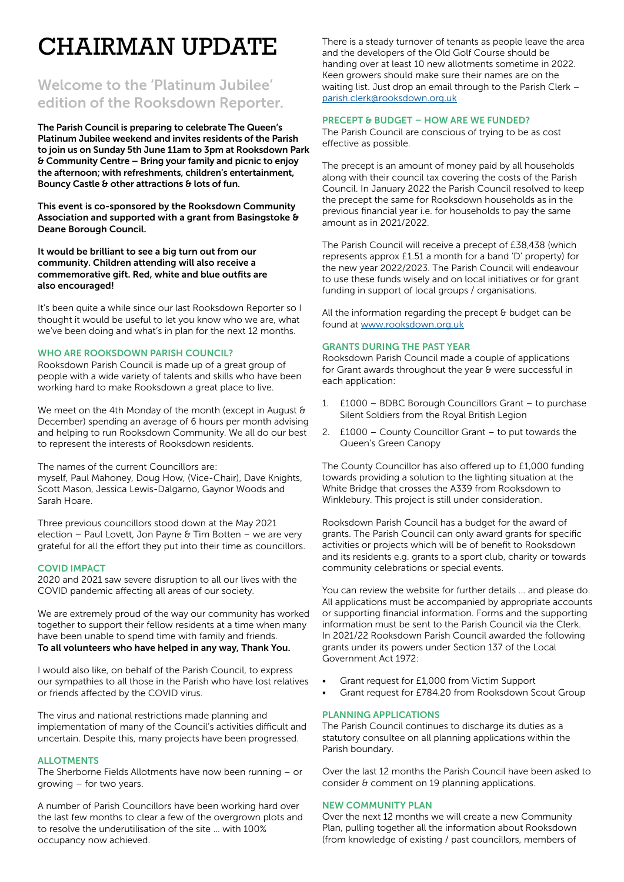# CHAIRMAN UPDATE

## Welcome to the 'Platinum Jubilee' edition of the Rooksdown Reporter.

**The Parish Council is preparing to celebrate The Queen's Platinum Jubilee weekend and invites residents of the Parish to join us on Sunday 5th June 11am to 3pm at Rooksdown Park & Community Centre – Bring your family and picnic to enjoy the afternoon; with refreshments, children's entertainment, Bouncy Castle & other attractions & lots of fun.**

**This event is co-sponsored by the Rooksdown Community Association and supported with a grant from Basingstoke & Deane Borough Council.**

**It would be brilliant to see a big turn out from our community. Children attending will also receive a commemorative gift. Red, white and blue outfits are also encouraged!**

It's been quite a while since our last Rooksdown Reporter so I thought it would be useful to let you know who we are, what we've been doing and what's in plan for the next 12 months.

### WHO ARE ROOKSDOWN PARISH COUNCIL?

Rooksdown Parish Council is made up of a great group of people with a wide variety of talents and skills who have been working hard to make Rooksdown a great place to live.

We meet on the 4th Monday of the month (except in August & December) spending an average of 6 hours per month advising and helping to run Rooksdown Community. We all do our best to represent the interests of Rooksdown residents.

The names of the current Councillors are:
myself, Paul Mahoney, Doug How, (Vice-Chair), Dave Knights, Scott Mason, Jessica Lewis-Dalgarno, Gaynor Woods and Sarah Hoare.

Three previous councillors stood down at the May 2021 election – Paul Lovett, Jon Payne & Tim Botten – we are very grateful for all the effort they put into their time as councillors.

### COVID IMPACT

2020 and 2021 saw severe disruption to all our lives with the COVID pandemic affecting all areas of our society.

We are extremely proud of the way our community has worked together to support their fellow residents at a time when many have been unable to spend time with family and friends.
**To all volunteers who have helped in any way, Thank You.**

I would also like, on behalf of the Parish Council, to express our sympathies to all those in the Parish who have lost relatives or friends affected by the COVID virus.

The virus and national restrictions made planning and implementation of many of the Council's activities difficult and uncertain. Despite this, many projects have been progressed.

### ALLOTMENTS

The Sherborne Fields Allotments have now been running – or growing – for two years.

A number of Parish Councillors have been working hard over the last few months to clear a few of the overgrown plots and to resolve the underutilisation of the site ... with 100% occupancy now achieved.

There is a steady turnover of tenants as people leave the area and the developers of the Old Golf Course should be handing over at least 10 new allotments sometime in 2022. Keen growers should make sure their names are on the waiting list. Just drop an email through to the Parish Clerk – parish.clerk@rooksdown.org.uk

### PRECEPT & BUDGET – HOW ARE WE FUNDED?

The Parish Council are conscious of trying to be as cost effective as possible.

The precept is an amount of money paid by all households along with their council tax covering the costs of the Parish Council. In January 2022 the Parish Council resolved to keep the precept the same for Rooksdown households as in the previous financial year i.e. for households to pay the same amount as in 2021/2022.

The Parish Council will receive a precept of £38,438 (which represents approx £1.51 a month for a band 'D' property) for the new year 2022/2023. The Parish Council will endeavour to use these funds wisely and on local initiatives or for grant funding in support of local groups / organisations.

All the information regarding the precept & budget can be found at www.rooksdown.org.uk

### GRANTS DURING THE PAST YEAR

Rooksdown Parish Council made a couple of applications for Grant awards throughout the year & were successful in each application:

1. £1000 – BDBC Borough Councillors Grant – to purchase Silent Soldiers from the Royal British Legion
2. £1000 – County Councillor Grant – to put towards the Queen's Green Canopy

The County Councillor has also offered up to £1,000 funding towards providing a solution to the lighting situation at the White Bridge that crosses the A339 from Rooksdown to Winklebury. This project is still under consideration.

Rooksdown Parish Council has a budget for the award of grants. The Parish Council can only award grants for specific activities or projects which will be of benefit to Rooksdown and its residents e.g. grants to a sport club, charity or towards community celebrations or special events.

You can review the website for further details ... and please do. All applications must be accompanied by appropriate accounts or supporting financial information. Forms and the supporting information must be sent to the Parish Council via the Clerk. In 2021/22 Rooksdown Parish Council awarded the following grants under its powers under Section 137 of the Local Government Act 1972:

- Grant request for £1,000 from Victim Support
- Grant request for £784.20 from Rooksdown Scout Group

### PLANNING APPLICATIONS

The Parish Council continues to discharge its duties as a statutory consultee on all planning applications within the Parish boundary.

Over the last 12 months the Parish Council have been asked to consider & comment on 19 planning applications.

### NEW COMMUNITY PLAN

Over the next 12 months we will create a new Community Plan, pulling together all the information about Rooksdown (from knowledge of existing / past councillors, members of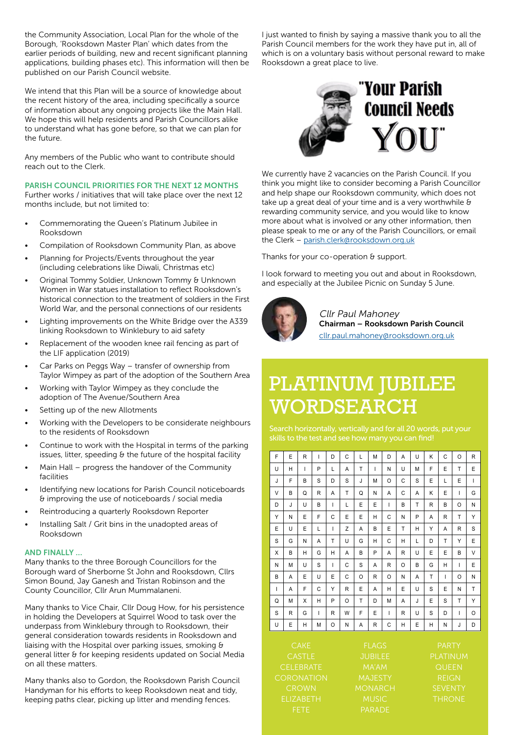the Community Association, Local Plan for the whole of the Borough, 'Rooksdown Master Plan' which dates from the earlier periods of building, new and recent significant planning applications, building phases etc). This information will then be published on our Parish Council website.

We intend that this Plan will be a source of knowledge about the recent history of the area, including specifically a source of information about any ongoing projects like the Main Hall. We hope this will help residents and Parish Councillors alike to understand what has gone before, so that we can plan for the future.

Any members of the Public who want to contribute should reach out to the Clerk.

### PARISH COUNCIL PRIORITIES FOR THE NEXT 12 MONTHS

Further works / initiatives that will take place over the next 12 months include, but not limited to:

- Commemorating the Queen's Platinum Jubilee in Rooksdown
- Compilation of Rooksdown Community Plan, as above
- Planning for Projects/Events throughout the year (including celebrations like Diwali, Christmas etc)
- Original Tommy Soldier, Unknown Tommy & Unknown Women in War statues installation to reflect Rooksdown's historical connection to the treatment of soldiers in the First World War, and the personal connections of our residents
- Lighting improvements on the White Bridge over the A339 linking Rooksdown to Winklebury to aid safety
- Replacement of the wooden knee rail fencing as part of the LIF application (2019)
- Car Parks on Peggs Way – transfer of ownership from Taylor Wimpey as part of the adoption of the Southern Area
- Working with Taylor Wimpey as they conclude the adoption of The Avenue/Southern Area
- Setting up of the new Allotments
- Working with the Developers to be considerate neighbours to the residents of Rooksdown
- Continue to work with the Hospital in terms of the parking issues, litter, speeding & the future of the hospital facility
- Main Hall – progress the handover of the Community facilities
- Identifying new locations for Parish Council noticeboards & improving the use of noticeboards / social media
- Reintroducing a quarterly Rooksdown Reporter
- Installing Salt / Grit bins in the unadopted areas of Rooksdown

### AND FINALLY …

Many thanks to the three Borough Councillors for the Borough ward of Sherborne St John and Rooksdown, Cllrs Simon Bound, Jay Ganesh and Tristan Robinson and the County Councillor, Cllr Arun Mummalaneni.

Many thanks to Vice Chair, Cllr Doug How, for his persistence in holding the Developers at Squirrel Wood to task over the underpass from Winklebury through to Rooksdown, their general consideration towards residents in Rooksdown and liaising with the Hospital over parking issues, smoking & general litter & for keeping residents updated on Social Media on all these matters.

Many thanks also to Gordon, the Rooksdown Parish Council Handyman for his efforts to keep Rooksdown neat and tidy, keeping paths clear, picking up litter and mending fences.

I just wanted to finish by saying a massive thank you to all the Parish Council members for the work they have put in, all of which is on a voluntary basis without personal reward to make Rooksdown a great place to live.

"Your Parish Council Needs YOU"

We currently have 2 vacancies on the Parish Council. If you think you might like to consider becoming a Parish Councillor and help shape our Rooksdown community, which does not take up a great deal of your time and is a very worthwhile & rewarding community service, and you would like to know more about what is involved or any other information, then please speak to me or any of the Parish Councillors, or email the Clerk – parish.clerk@rooksdown.org.uk

Thanks for your co-operation & support.

I look forward to meeting you out and about in Rooksdown, and especially at the Jubilee Picnic on Sunday 5 June.

*Cllr Paul Mahoney*
**Chairman – Rooksdown Parish Council**
cllr.paul.mahoney@rooksdown.org.uk

# PLATINUM JUBILEE WORDSEARCH

Search horizontally, vertically and for all 20 words, put your skills to the test and see how many you can find!

| | | | | | | | | | | | | | | |
|---|---|---|---|---|---|---|---|---|---|---|---|---|---|---|
| F | E | R | I | D | C | L | M | D | A | U | K | C | O | R |
| U | H | I | P | L | A | T | I | N | U | M | F | E | T | E |
| J | F | B | S | D | S | J | M | O | C | S | E | L | E | I |
| V | B | Q | R | A | T | Q | N | A | C | A | K | E | I | G |
| D | J | U | B | I | L | E | E | I | B | T | R | B | O | N |
| Y | N | E | F | C | E | E | H | C | N | P | A | R | T | Y |
| E | U | E | L | I | Z | A | B | E | T | H | Y | A | R | S |
| S | G | N | A | T | U | G | H | C | H | L | D | T | Y | E |
| X | B | H | G | H | A | B | P | A | R | U | E | E | B | V |
| N | M | U | S | I | C | S | A | R | O | B | G | H | I | E |
| B | A | E | U | E | C | O | R | O | N | A | T | I | O | N |
| I | A | F | C | Y | R | E | A | H | E | U | S | E | N | T |
| Q | M | X | H | P | O | T | D | M | A | J | E | S | T | Y |
| S | R | G | I | R | W | F | E | I | R | U | S | D | I | O |
| U | E | H | M | O | N | A | R | C | H | E | H | N | J | D |

CAKE
CASTLE
CELEBRATE
CORONATION
CROWN
ELIZABETH
FETE
FLAGS
JUBILEE
MA'AM
MAJESTY
MONARCH
MUSIC
PARADE
PARTY
PLATINUM
QUEEN
REIGN
SEVENTY
THRONE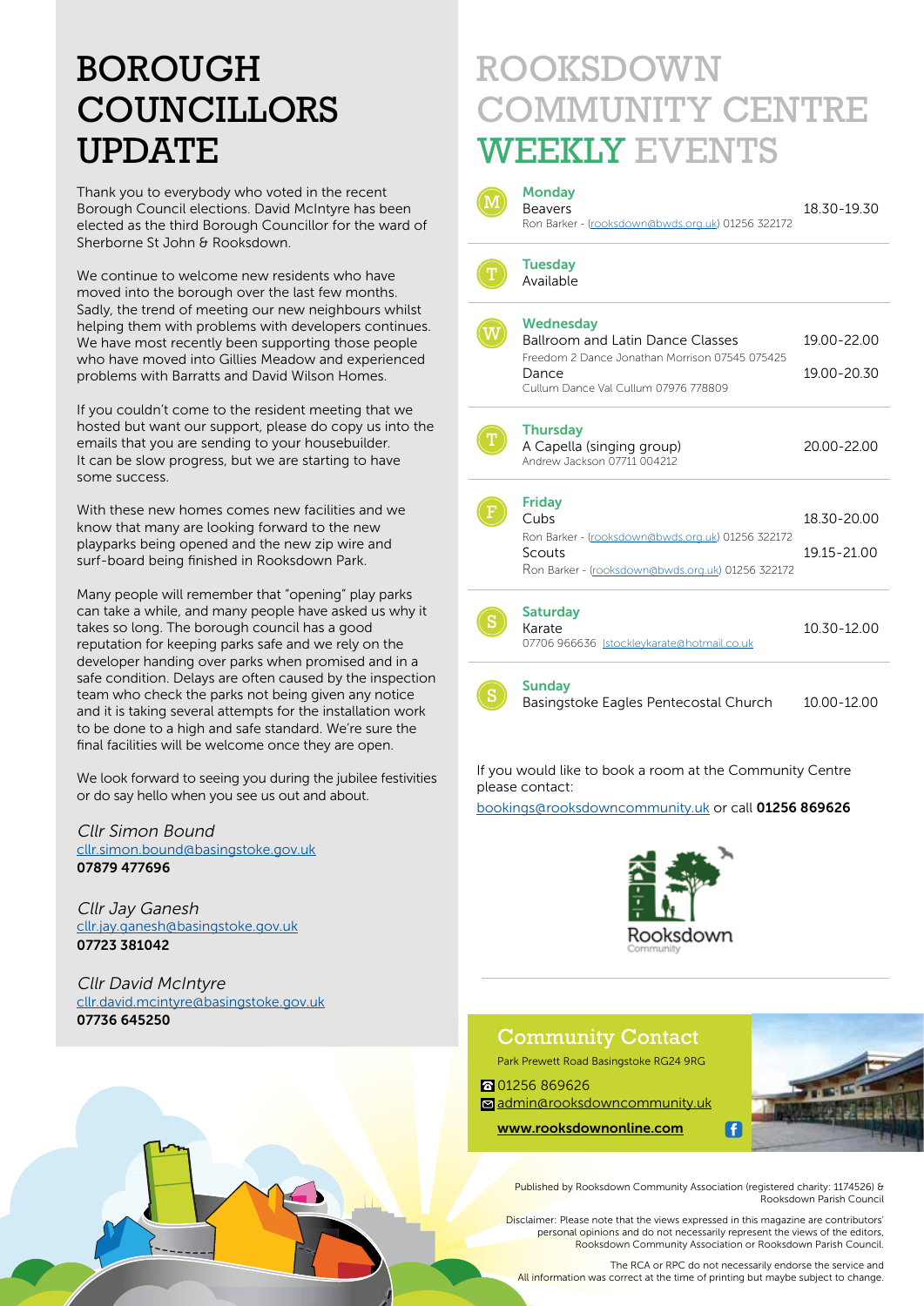# BOROUGH COUNCILLORS UPDATE

Thank you to everybody who voted in the recent Borough Council elections. David McIntyre has been elected as the third Borough Councillor for the ward of Sherborne St John & Rooksdown.

We continue to welcome new residents who have moved into the borough over the last few months. Sadly, the trend of meeting our new neighbours whilst helping them with problems with developers continues. We have most recently been supporting those people who have moved into Gillies Meadow and experienced problems with Barratts and David Wilson Homes.

If you couldn't come to the resident meeting that we hosted but want our support, please do copy us into the emails that you are sending to your housebuilder. It can be slow progress, but we are starting to have some success.

With these new homes comes new facilities and we know that many are looking forward to the new playparks being opened and the new zip wire and surf-board being finished in Rooksdown Park.

Many people will remember that "opening" play parks can take a while, and many people have asked us why it takes so long. The borough council has a good reputation for keeping parks safe and we rely on the developer handing over parks when promised and in a safe condition. Delays are often caused by the inspection team who check the parks not being given any notice and it is taking several attempts for the installation work to be done to a high and safe standard. We're sure the final facilities will be welcome once they are open.

We look forward to seeing you during the jubilee festivities or do say hello when you see us out and about.

*Cllr Simon Bound*
cllr.simon.bound@basingstoke.gov.uk
**07879 477696**

*Cllr Jay Ganesh*
cllr.jay.ganesh@basingstoke.gov.uk
**07723 381042**

*Cllr David McIntyre*
cllr.david.mcintyre@basingstoke.gov.uk
**07736 645250**

# ROOKSDOWN COMMUNITY CENTRE WEEKLY EVENTS

**Monday**
Beavers — 18.30-19.30
Ron Barker - (rooksdown@bwds.org.uk) 01256 322172

**Tuesday**
Available

**Wednesday**
Ballroom and Latin Dance Classes — 19.00-22.00
Freedom 2 Dance Jonathan Morrison 07545 075425
Dance — 19.00-20.30
Cullum Dance Val Cullum 07976 778809

**Thursday**
A Capella (singing group) — 20.00-22.00
Andrew Jackson 07711 004212

**Friday**
Cubs — 18.30-20.00
Ron Barker - (rooksdown@bwds.org.uk) 01256 322172
Scouts — 19.15-21.00
Ron Barker - (rooksdown@bwds.org.uk) 01256 322172

**Saturday**
Karate — 10.30-12.00
07706 966636 lstockleykarate@hotmail.co.uk

**Sunday**
Basingstoke Eagles Pentecostal Church — 10.00-12.00

If you would like to book a room at the Community Centre please contact:
bookings@rooksdowncommunity.uk or call **01256 869626**

Rooksdown Community

## Community Contact

Park Prewett Road Basingstoke RG24 9RG

01256 869626
admin@rooksdowncommunity.uk

**www.rooksdownonline.com**

Published by Rooksdown Community Association (registered charity: 1174526) & Rooksdown Parish Council

Disclaimer: Please note that the views expressed in this magazine are contributors' personal opinions and do not necessarily represent the views of the editors, Rooksdown Community Association or Rooksdown Parish Council.

The RCA or RPC do not necessarily endorse the service and All information was correct at the time of printing but maybe subject to change.